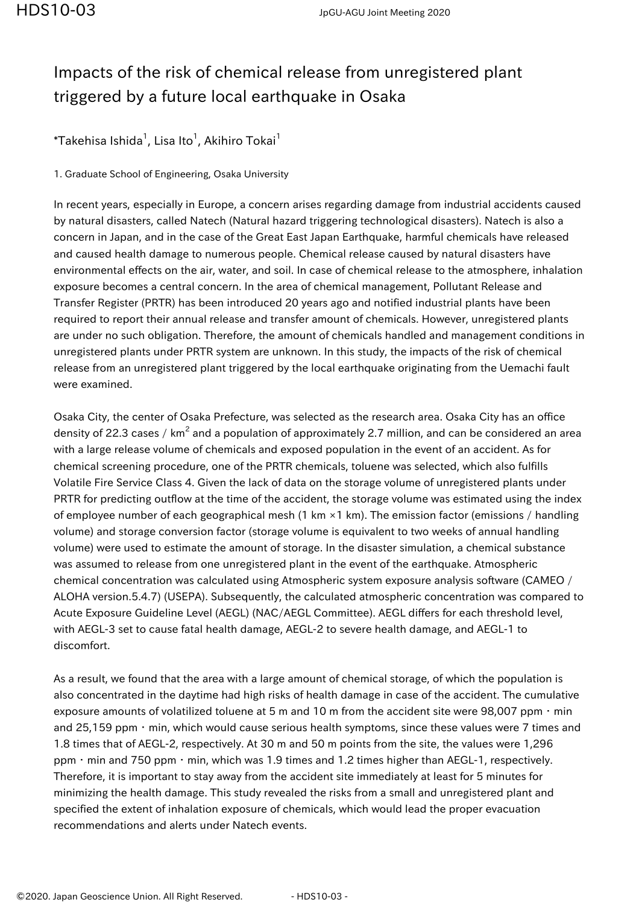# Impacts of the risk of chemical release from unregistered plant triggered by a future local earthquake in Osaka

*Takehisa Ishida[1], Lisa Ito[1], Akihiro Tokai[1]

1. Graduate School of Engineering, Osaka University

In recent years, especially in Europe, a concern arises regarding damage from industrial accidents caused by natural disasters, called Natech (Natural hazard triggering technological disasters). Natech is also a concern in Japan, and in the case of the Great East Japan Earthquake, harmful chemicals have released and caused health damage to numerous people. Chemical release caused by natural disasters have environmental effects on the air, water, and soil. In case of chemical release to the atmosphere, inhalation exposure becomes a central concern. In the area of chemical management, Pollutant Release and Transfer Register (PRTR) has been introduced 20 years ago and notified industrial plants have been required to report their annual release and transfer amount of chemicals. However, unregistered plants are under no such obligation. Therefore, the amount of chemicals handled and management conditions in unregistered plants under PRTR system are unknown. In this study, the impacts of the risk of chemical release from an unregistered plant triggered by the local earthquake originating from the Uemachi fault were examined.

Osaka City, the center of Osaka Prefecture, was selected as the research area. Osaka City has an office density of 22.3 cases / km$^2$ and a population of approximately 2.7 million, and can be considered an area with a large release volume of chemicals and exposed population in the event of an accident. As for chemical screening procedure, one of the PRTR chemicals, toluene was selected, which also fulfills Volatile Fire Service Class 4. Given the lack of data on the storage volume of unregistered plants under PRTR for predicting outflow at the time of the accident, the storage volume was estimated using the index of employee number of each geographical mesh (1 km ×1 km). The emission factor (emissions / handling volume) and storage conversion factor (storage volume is equivalent to two weeks of annual handling volume) were used to estimate the amount of storage. In the disaster simulation, a chemical substance was assumed to release from one unregistered plant in the event of the earthquake. Atmospheric chemical concentration was calculated using Atmospheric system exposure analysis software (CAMEO / ALOHA version.5.4.7) (USEPA). Subsequently, the calculated atmospheric concentration was compared to Acute Exposure Guideline Level (AEGL) (NAC/AEGL Committee). AEGL differs for each threshold level, with AEGL-3 set to cause fatal health damage, AEGL-2 to severe health damage, and AEGL-1 to discomfort.

As a result, we found that the area with a large amount of chemical storage, of which the population is also concentrated in the daytime had high risks of health damage in case of the accident. The cumulative exposure amounts of volatilized toluene at 5 m and 10 m from the accident site were 98,007 ppm・min and 25,159 ppm・min, which would cause serious health symptoms, since these values were 7 times and 1.8 times that of AEGL-2, respectively. At 30 m and 50 m points from the site, the values were 1,296 ppm・min and 750 ppm・min, which was 1.9 times and 1.2 times higher than AEGL-1, respectively. Therefore, it is important to stay away from the accident site immediately at least for 5 minutes for minimizing the health damage. This study revealed the risks from a small and unregistered plant and specified the extent of inhalation exposure of chemicals, which would lead the proper evacuation recommendations and alerts under Natech events.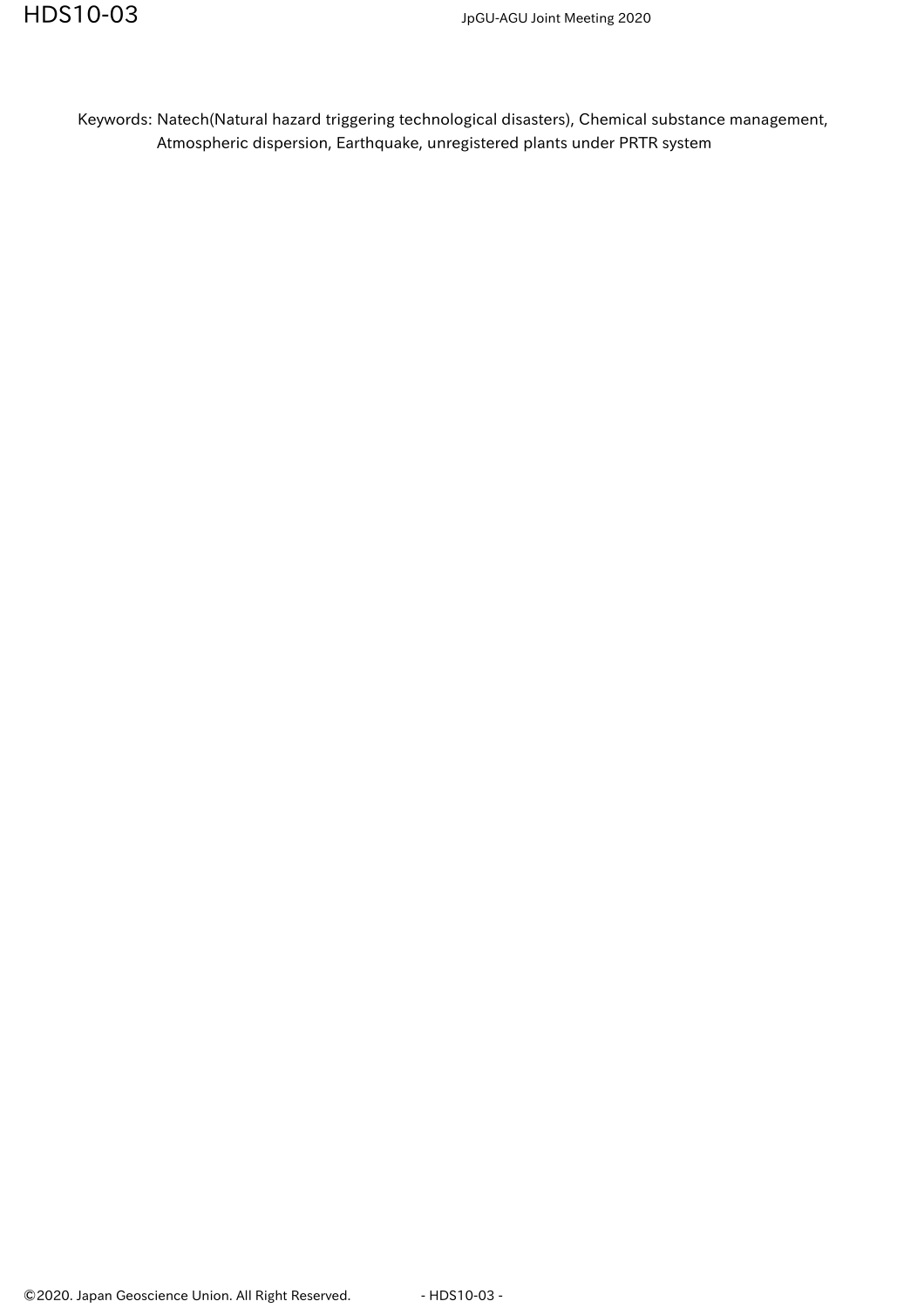Keywords: Natech(Natural hazard triggering technological disasters), Chemical substance management, Atmospheric dispersion, Earthquake, unregistered plants under PRTR system